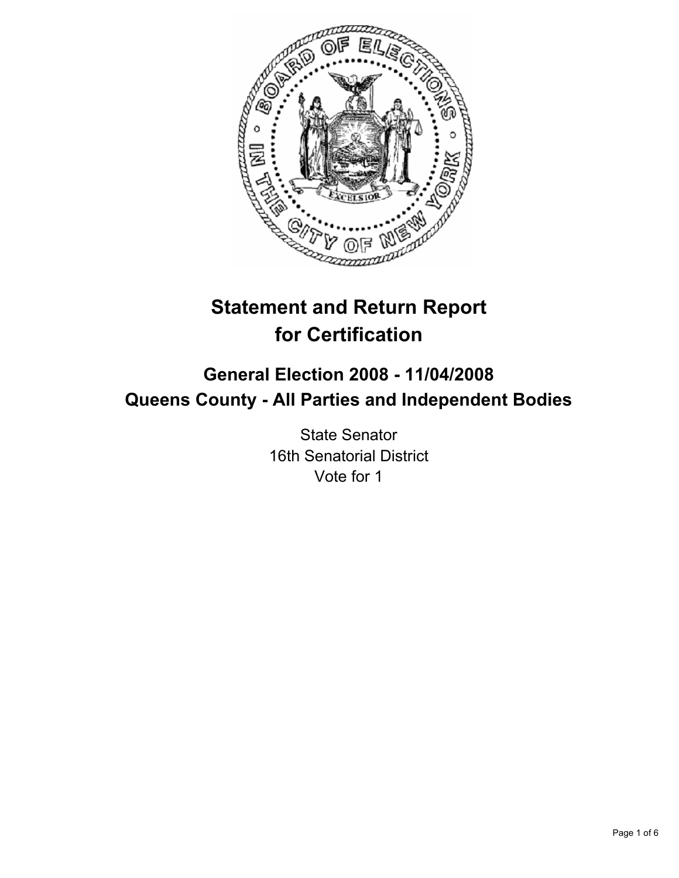# Statement and Return Report for Certification

## General Election 2008 - 11/04/2008
## Queens County - All Parties and Independent Bodies

State Senator
16th Senatorial District
Vote for 1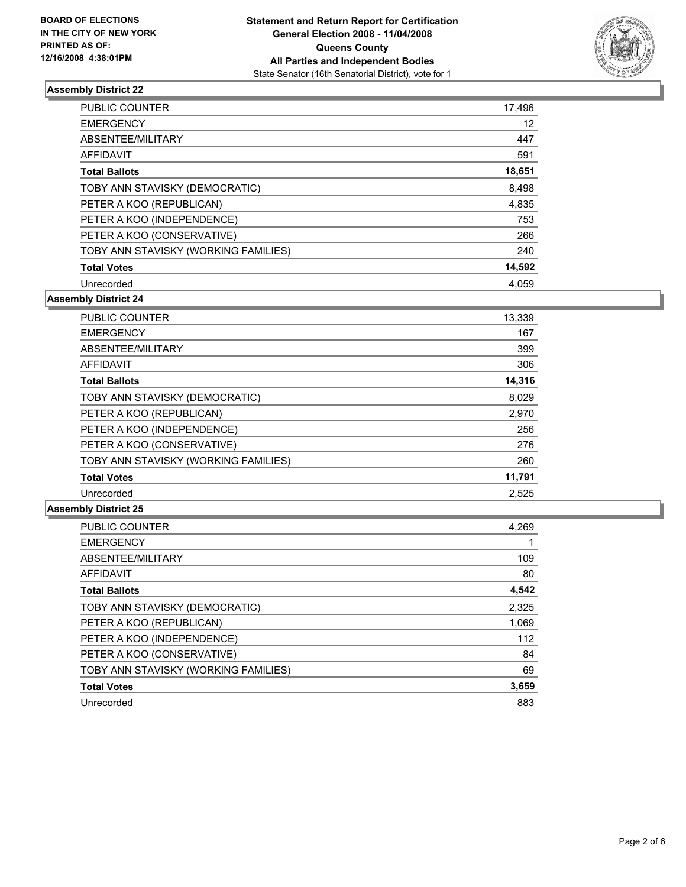**BOARD OF ELECTIONS IN THE CITY OF NEW YORK PRINTED AS OF: 12/16/2008 4:38:01PM**

**Statement and Return Report for Certification General Election 2008 - 11/04/2008 Queens County All Parties and Independent Bodies**

State Senator (16th Senatorial District), vote for 1

## Assembly District 22

| | |
|---|---|
| PUBLIC COUNTER | 17,496 |
| EMERGENCY | 12 |
| ABSENTEE/MILITARY | 447 |
| AFFIDAVIT | 591 |
| **Total Ballots** | **18,651** |
| TOBY ANN STAVISKY (DEMOCRATIC) | 8,498 |
| PETER A KOO (REPUBLICAN) | 4,835 |
| PETER A KOO (INDEPENDENCE) | 753 |
| PETER A KOO (CONSERVATIVE) | 266 |
| TOBY ANN STAVISKY (WORKING FAMILIES) | 240 |
| **Total Votes** | **14,592** |
| Unrecorded | 4,059 |

## Assembly District 24

| | |
|---|---|
| PUBLIC COUNTER | 13,339 |
| EMERGENCY | 167 |
| ABSENTEE/MILITARY | 399 |
| AFFIDAVIT | 306 |
| **Total Ballots** | **14,316** |
| TOBY ANN STAVISKY (DEMOCRATIC) | 8,029 |
| PETER A KOO (REPUBLICAN) | 2,970 |
| PETER A KOO (INDEPENDENCE) | 256 |
| PETER A KOO (CONSERVATIVE) | 276 |
| TOBY ANN STAVISKY (WORKING FAMILIES) | 260 |
| **Total Votes** | **11,791** |
| Unrecorded | 2,525 |

## Assembly District 25

| | |
|---|---|
| PUBLIC COUNTER | 4,269 |
| EMERGENCY | 1 |
| ABSENTEE/MILITARY | 109 |
| AFFIDAVIT | 80 |
| **Total Ballots** | **4,542** |
| TOBY ANN STAVISKY (DEMOCRATIC) | 2,325 |
| PETER A KOO (REPUBLICAN) | 1,069 |
| PETER A KOO (INDEPENDENCE) | 112 |
| PETER A KOO (CONSERVATIVE) | 84 |
| TOBY ANN STAVISKY (WORKING FAMILIES) | 69 |
| **Total Votes** | **3,659** |
| Unrecorded | 883 |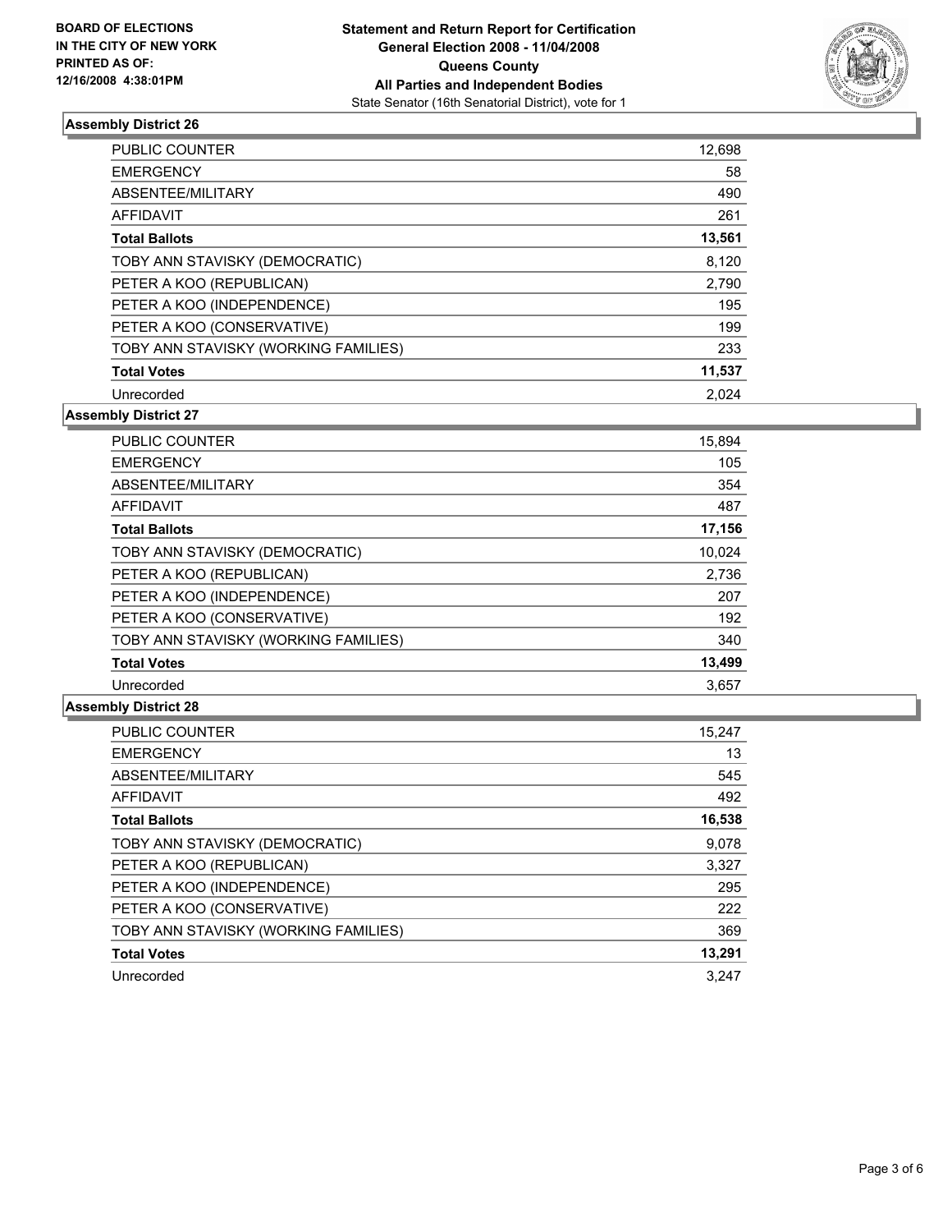**BOARD OF ELECTIONS IN THE CITY OF NEW YORK PRINTED AS OF: 12/16/2008 4:38:01PM**

**Statement and Return Report for Certification General Election 2008 - 11/04/2008 Queens County All Parties and Independent Bodies**

State Senator (16th Senatorial District), vote for 1

### Assembly District 26

| | |
|---|---|
| PUBLIC COUNTER | 12,698 |
| EMERGENCY | 58 |
| ABSENTEE/MILITARY | 490 |
| AFFIDAVIT | 261 |
| **Total Ballots** | **13,561** |
| TOBY ANN STAVISKY (DEMOCRATIC) | 8,120 |
| PETER A KOO (REPUBLICAN) | 2,790 |
| PETER A KOO (INDEPENDENCE) | 195 |
| PETER A KOO (CONSERVATIVE) | 199 |
| TOBY ANN STAVISKY (WORKING FAMILIES) | 233 |
| **Total Votes** | **11,537** |
| Unrecorded | 2,024 |

### Assembly District 27

| | |
|---|---|
| PUBLIC COUNTER | 15,894 |
| EMERGENCY | 105 |
| ABSENTEE/MILITARY | 354 |
| AFFIDAVIT | 487 |
| **Total Ballots** | **17,156** |
| TOBY ANN STAVISKY (DEMOCRATIC) | 10,024 |
| PETER A KOO (REPUBLICAN) | 2,736 |
| PETER A KOO (INDEPENDENCE) | 207 |
| PETER A KOO (CONSERVATIVE) | 192 |
| TOBY ANN STAVISKY (WORKING FAMILIES) | 340 |
| **Total Votes** | **13,499** |
| Unrecorded | 3,657 |

### Assembly District 28

| | |
|---|---|
| PUBLIC COUNTER | 15,247 |
| EMERGENCY | 13 |
| ABSENTEE/MILITARY | 545 |
| AFFIDAVIT | 492 |
| **Total Ballots** | **16,538** |
| TOBY ANN STAVISKY (DEMOCRATIC) | 9,078 |
| PETER A KOO (REPUBLICAN) | 3,327 |
| PETER A KOO (INDEPENDENCE) | 295 |
| PETER A KOO (CONSERVATIVE) | 222 |
| TOBY ANN STAVISKY (WORKING FAMILIES) | 369 |
| **Total Votes** | **13,291** |
| Unrecorded | 3,247 |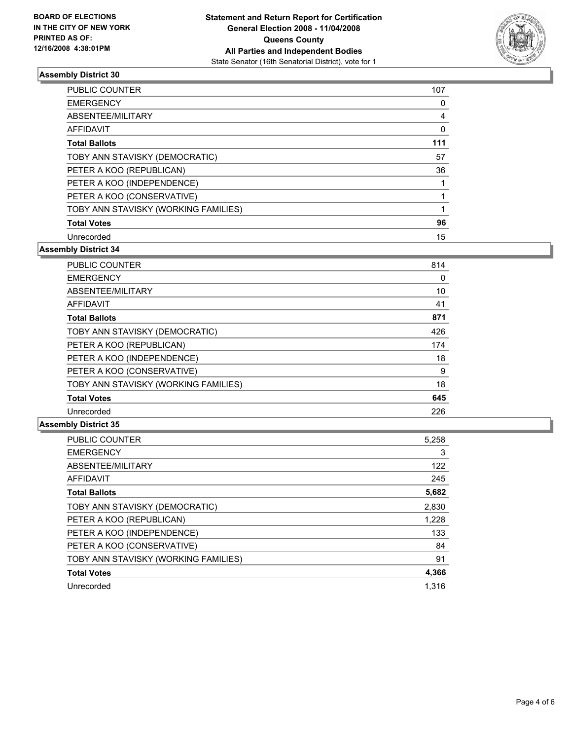BOARD OF ELECTIONS
IN THE CITY OF NEW YORK
PRINTED AS OF:
12/16/2008 4:38:01PM

**Statement and Return Report for Certification**
**General Election 2008 - 11/04/2008**
**Queens County**
**All Parties and Independent Bodies**
State Senator (16th Senatorial District), vote for 1

### Assembly District 30

| | |
|---|---|
| PUBLIC COUNTER | 107 |
| EMERGENCY | 0 |
| ABSENTEE/MILITARY | 4 |
| AFFIDAVIT | 0 |
| **Total Ballots** | **111** |
| TOBY ANN STAVISKY (DEMOCRATIC) | 57 |
| PETER A KOO (REPUBLICAN) | 36 |
| PETER A KOO (INDEPENDENCE) | 1 |
| PETER A KOO (CONSERVATIVE) | 1 |
| TOBY ANN STAVISKY (WORKING FAMILIES) | 1 |
| **Total Votes** | **96** |
| Unrecorded | 15 |

### Assembly District 34

| | |
|---|---|
| PUBLIC COUNTER | 814 |
| EMERGENCY | 0 |
| ABSENTEE/MILITARY | 10 |
| AFFIDAVIT | 41 |
| **Total Ballots** | **871** |
| TOBY ANN STAVISKY (DEMOCRATIC) | 426 |
| PETER A KOO (REPUBLICAN) | 174 |
| PETER A KOO (INDEPENDENCE) | 18 |
| PETER A KOO (CONSERVATIVE) | 9 |
| TOBY ANN STAVISKY (WORKING FAMILIES) | 18 |
| **Total Votes** | **645** |
| Unrecorded | 226 |

### Assembly District 35

| | |
|---|---|
| PUBLIC COUNTER | 5,258 |
| EMERGENCY | 3 |
| ABSENTEE/MILITARY | 122 |
| AFFIDAVIT | 245 |
| **Total Ballots** | **5,682** |
| TOBY ANN STAVISKY (DEMOCRATIC) | 2,830 |
| PETER A KOO (REPUBLICAN) | 1,228 |
| PETER A KOO (INDEPENDENCE) | 133 |
| PETER A KOO (CONSERVATIVE) | 84 |
| TOBY ANN STAVISKY (WORKING FAMILIES) | 91 |
| **Total Votes** | **4,366** |
| Unrecorded | 1,316 |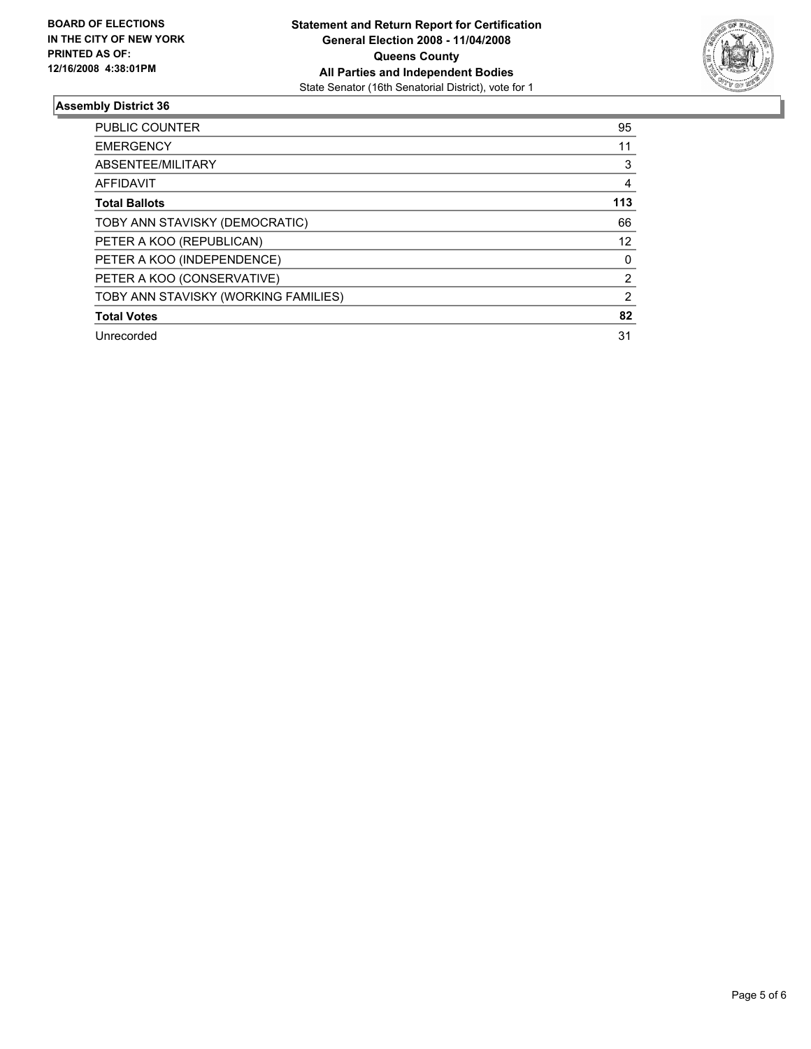**BOARD OF ELECTIONS IN THE CITY OF NEW YORK PRINTED AS OF: 12/16/2008 4:38:01PM**

**Statement and Return Report for Certification General Election 2008 - 11/04/2008 Queens County All Parties and Independent Bodies**

State Senator (16th Senatorial District), vote for 1

## Assembly District 36

| | |
|---|---|
| PUBLIC COUNTER | 95 |
| EMERGENCY | 11 |
| ABSENTEE/MILITARY | 3 |
| AFFIDAVIT | 4 |
| **Total Ballots** | **113** |
| TOBY ANN STAVISKY (DEMOCRATIC) | 66 |
| PETER A KOO (REPUBLICAN) | 12 |
| PETER A KOO (INDEPENDENCE) | 0 |
| PETER A KOO (CONSERVATIVE) | 2 |
| TOBY ANN STAVISKY (WORKING FAMILIES) | 2 |
| **Total Votes** | **82** |
| Unrecorded | 31 |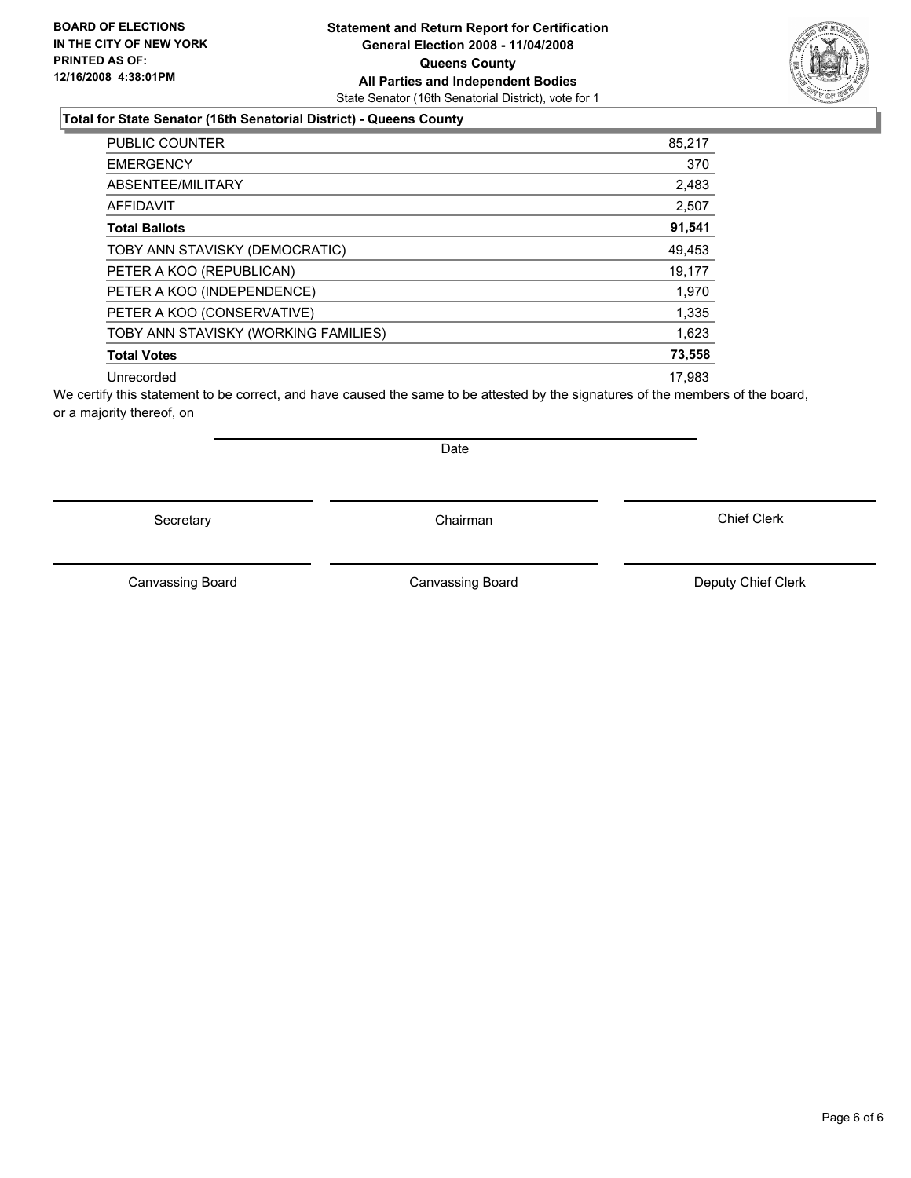**BOARD OF ELECTIONS IN THE CITY OF NEW YORK PRINTED AS OF: 12/16/2008 4:38:01PM**

**Statement and Return Report for Certification**
**General Election 2008 - 11/04/2008**
**Queens County**
**All Parties and Independent Bodies**
State Senator (16th Senatorial District), vote for 1

### Total for State Senator (16th Senatorial District) - Queens County

| | |
|---|---|
| PUBLIC COUNTER | 85,217 |
| EMERGENCY | 370 |
| ABSENTEE/MILITARY | 2,483 |
| AFFIDAVIT | 2,507 |
| **Total Ballots** | **91,541** |
| TOBY ANN STAVISKY (DEMOCRATIC) | 49,453 |
| PETER A KOO (REPUBLICAN) | 19,177 |
| PETER A KOO (INDEPENDENCE) | 1,970 |
| PETER A KOO (CONSERVATIVE) | 1,335 |
| TOBY ANN STAVISKY (WORKING FAMILIES) | 1,623 |
| **Total Votes** | **73,558** |
| Unrecorded | 17,983 |

We certify this statement to be correct, and have caused the same to be attested by the signatures of the members of the board, or a majority thereof, on

Date

Secretary

Chairman

Chief Clerk

Canvassing Board

Canvassing Board

Deputy Chief Clerk